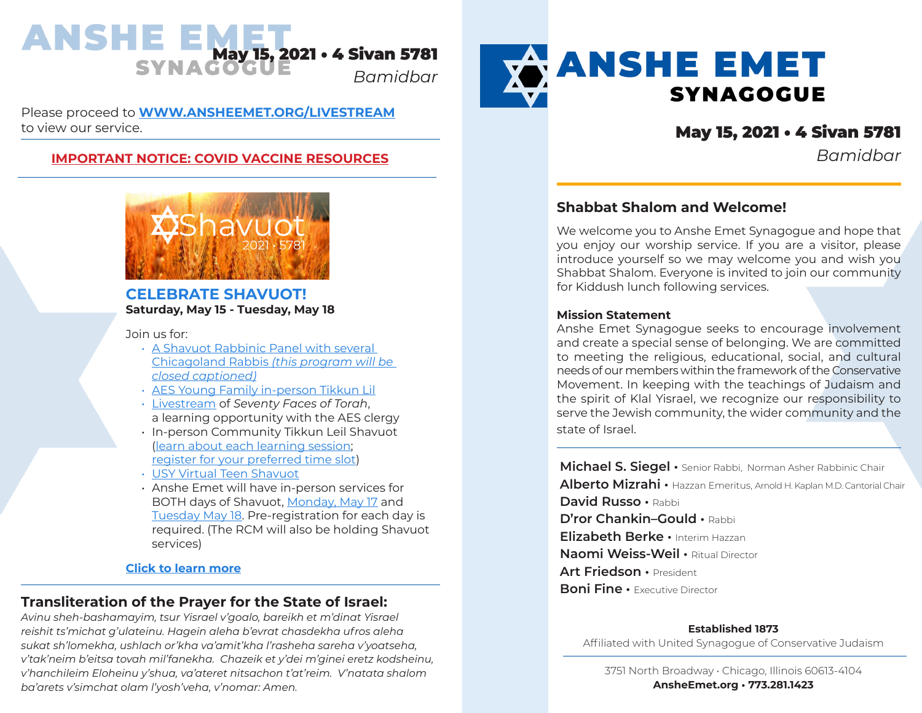# ANSHE EMET SYNAGOGUE

**May 15, 2021 • 4 Sivan 5781**

*Bamidbar*

Please proceed to **WWW.ANSHEEMET.ORG/LIVESTREAM** to view our service.

**IMPORTANT NOTICE: COVID VACCINE RESOURCES**

Shavuot 2021 • 5781

## CELEBRATE SHAVUOT!

**Saturday, May 15 - Tuesday, May 18**

Join us for:

- A Shavuot Rabbinic Panel with several Chicagoland Rabbis *(this program will be closed captioned)*
- AES Young Family in-person Tikkun Lil
- Livestream of *Seventy Faces of Torah*, a learning opportunity with the AES clergy
- In-person Community Tikkun Leil Shavuot (learn about each learning session; register for your preferred time slot)
- USY Virtual Teen Shavuot
- Anshe Emet will have in-person services for BOTH days of Shavuot, Monday, May 17 and Tuesday May 18. Pre-registration for each day is required. (The RCM will also be holding Shavuot services)

**Click to learn more**

## Transliteration of the Prayer for the State of Israel:

*Avinu sheh-bashamayim, tsur Yisrael v'goalo, bareikh et m'dinat Yisrael reishit ts'michat g'ulateinu. Hagein aleha b'evrat chasdekha ufros aleha sukat sh'lomekha, ushlach or'kha va'amit'kha l'rasheha sareha v'yoatseha, v'tak'neim b'eitsa tovah mil'fanekha. Chazeik et y'dei m'ginei eretz kodsheinu, v'hanchileim Eloheinu y'shua, va'ateret nitsachon t'at'reim. V'natata shalom ba'arets v'simchat olam l'yosh'veha, v'nomar: Amen.*

# ANSHE EMET SYNAGOGUE

**May 15, 2021 • 4 Sivan 5781**

*Bamidbar*

## Shabbat Shalom and Welcome!

We welcome you to Anshe Emet Synagogue and hope that you enjoy our worship service. If you are a visitor, please introduce yourself so we may welcome you and wish you Shabbat Shalom. Everyone is invited to join our community for Kiddush lunch following services.

**Mission Statement**

Anshe Emet Synagogue seeks to encourage involvement and create a special sense of belonging. We are committed to meeting the religious, educational, social, and cultural needs of our members within the framework of the Conservative Movement. In keeping with the teachings of Judaism and the spirit of Klal Yisrael, we recognize our responsibility to serve the Jewish community, the wider community and the state of Israel.

**Michael S. Siegel** • Senior Rabbi, Norman Asher Rabbinic Chair
**Alberto Mizrahi** • Hazzan Emeritus, Arnold H. Kaplan M.D. Cantorial Chair
**David Russo** • Rabbi
**D'ror Chankin–Gould** • Rabbi
**Elizabeth Berke** • Interim Hazzan
**Naomi Weiss-Weil** • Ritual Director
**Art Friedson** • President
**Boni Fine** • Executive Director

**Established 1873**
Affiliated with United Synagogue of Conservative Judaism

3751 North Broadway • Chicago, Illinois 60613-4104
**AnsheEmet.org • 773.281.1423**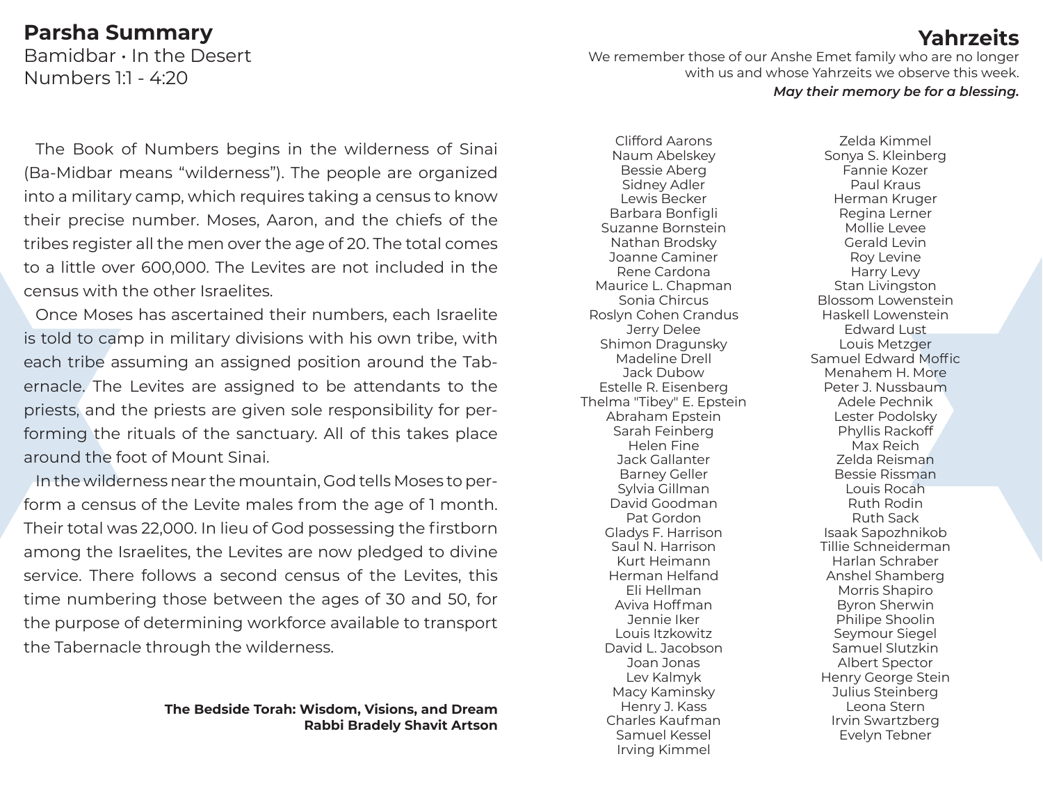## Parsha Summary

Bamidbar • In the Desert
Numbers 1:1 - 4:20

The Book of Numbers begins in the wilderness of Sinai (Ba-Midbar means "wilderness"). The people are organized into a military camp, which requires taking a census to know their precise number. Moses, Aaron, and the chiefs of the tribes register all the men over the age of 20. The total comes to a little over 600,000. The Levites are not included in the census with the other Israelites.

Once Moses has ascertained their numbers, each Israelite is told to camp in military divisions with his own tribe, with each tribe assuming an assigned position around the Tabernacle. The Levites are assigned to be attendants to the priests, and the priests are given sole responsibility for performing the rituals of the sanctuary. All of this takes place around the foot of Mount Sinai.

In the wilderness near the mountain, God tells Moses to perform a census of the Levite males from the age of 1 month. Their total was 22,000. In lieu of God possessing the firstborn among the Israelites, the Levites are now pledged to divine service. There follows a second census of the Levites, this time numbering those between the ages of 30 and 50, for the purpose of determining workforce available to transport the Tabernacle through the wilderness.

**The Bedside Torah: Wisdom, Visions, and Dream**
**Rabbi Bradely Shavit Artson**

## Yahrzeits

We remember those of our Anshe Emet family who are no longer with us and whose Yahrzeits we observe this week.

***May their memory be for a blessing.***

Clifford Aarons
Naum Abelskey
Bessie Aberg
Sidney Adler
Lewis Becker
Barbara Bonfigli
Suzanne Bornstein
Nathan Brodsky
Joanne Caminer
Rene Cardona
Maurice L. Chapman
Sonia Chircus
Roslyn Cohen Crandus
Jerry Delee
Shimon Dragunsky
Madeline Drell
Jack Dubow
Estelle R. Eisenberg
Thelma "Tibey" E. Epstein
Abraham Epstein
Sarah Feinberg
Helen Fine
Jack Gallanter
Barney Geller
Sylvia Gillman
David Goodman
Pat Gordon
Gladys F. Harrison
Saul N. Harrison
Kurt Heimann
Herman Helfand
Eli Hellman
Aviva Hoffman
Jennie Iker
Louis Itzkowitz
David L. Jacobson
Joan Jonas
Lev Kalmyk
Macy Kaminsky
Henry J. Kass
Charles Kaufman
Samuel Kessel
Irving Kimmel
Zelda Kimmel
Sonya S. Kleinberg
Fannie Kozer
Paul Kraus
Herman Kruger
Regina Lerner
Mollie Levee
Gerald Levin
Roy Levine
Harry Levy
Stan Livingston
Blossom Lowenstein
Haskell Lowenstein
Edward Lust
Louis Metzger
Samuel Edward Moffic
Menahem H. More
Peter J. Nussbaum
Adele Pechnik
Lester Podolsky
Phyllis Rackoff
Max Reich
Zelda Reisman
Bessie Rissman
Louis Rocah
Ruth Rodin
Ruth Sack
Isaak Sapozhnikob
Tillie Schneiderman
Harlan Schraber
Anshel Shamberg
Morris Shapiro
Byron Sherwin
Philipe Shoolin
Seymour Siegel
Samuel Slutzkin
Albert Spector
Henry George Stein
Julius Steinberg
Leona Stern
Irvin Swartzberg
Evelyn Tebner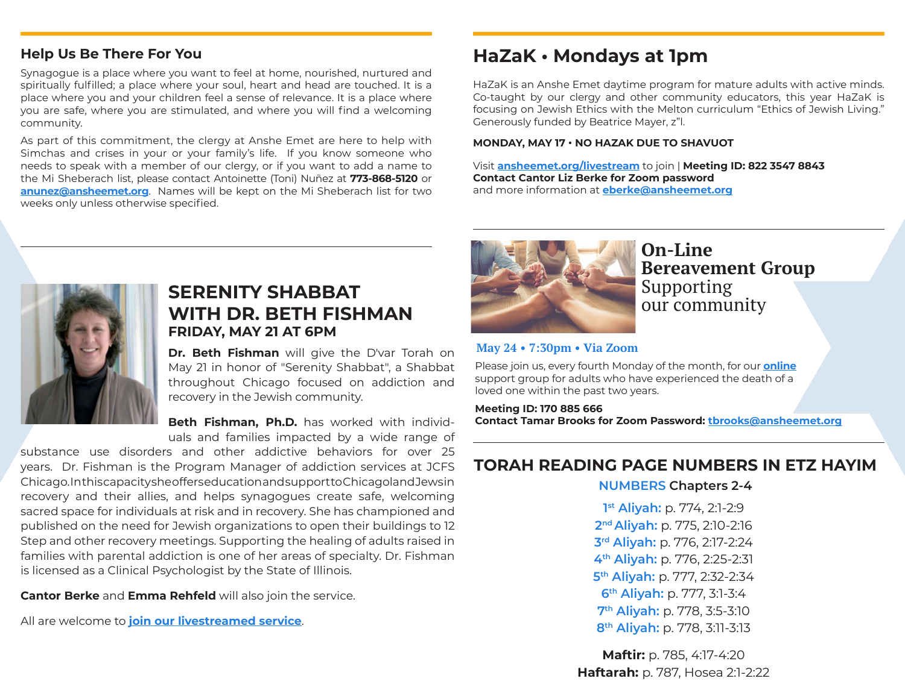## Help Us Be There For You

Synagogue is a place where you want to feel at home, nourished, nurtured and spiritually fulfilled; a place where your soul, heart and head are touched. It is a place where you and your children feel a sense of relevance. It is a place where you are safe, where you are stimulated, and where you will find a welcoming community.

As part of this commitment, the clergy at Anshe Emet are here to help with Simchas and crises in your or your family's life. If you know someone who needs to speak with a member of our clergy, or if you want to add a name to the Mi Sheberach list, please contact Antoinette (Toni) Nuñez at **773-868-5120** or **anunez@ansheemet.org**. Names will be kept on the Mi Sheberach list for two weeks only unless otherwise specified.

## SERENITY SHABBAT WITH DR. BETH FISHMAN

### FRIDAY, MAY 21 AT 6PM

**Dr. Beth Fishman** will give the D'var Torah on May 21 in honor of "Serenity Shabbat", a Shabbat throughout Chicago focused on addiction and recovery in the Jewish community.

**Beth Fishman, Ph.D.** has worked with individuals and families impacted by a wide range of substance use disorders and other addictive behaviors for over 25 years. Dr. Fishman is the Program Manager of addiction services at JCFS Chicago. In this capacity she offers education and support to Chicagoland Jews in recovery and their allies, and helps synagogues create safe, welcoming sacred space for individuals at risk and in recovery. She has championed and published on the need for Jewish organizations to open their buildings to 12 Step and other recovery meetings. Supporting the healing of adults raised in families with parental addiction is one of her areas of specialty. Dr. Fishman is licensed as a Clinical Psychologist by the State of Illinois.

**Cantor Berke** and **Emma Rehfeld** will also join the service.

All are welcome to **join our livestreamed service**.

## HaZaK • Mondays at 1pm

HaZaK is an Anshe Emet daytime program for mature adults with active minds. Co-taught by our clergy and other community educators, this year HaZaK is focusing on Jewish Ethics with the Melton curriculum "Ethics of Jewish Living." Generously funded by Beatrice Mayer, z"l.

**MONDAY, MAY 17 • NO HAZAK DUE TO SHAVUOT**

Visit **ansheemet.org/livestream** to join | **Meeting ID: 822 3547 8843**
**Contact Cantor Liz Berke for Zoom password**
and more information at **eberke@ansheemet.org**

## On-Line Bereavement Group

Supporting our community

**May 24 • 7:30pm • Via Zoom**

Please join us, every fourth Monday of the month, for our **online** support group for adults who have experienced the death of a loved one within the past two years.

**Meeting ID: 170 885 666**
**Contact Tamar Brooks for Zoom Password: tbrooks@ansheemet.org**

## TORAH READING PAGE NUMBERS IN ETZ HAYIM

**NUMBERS Chapters 2-4**

**1st Aliyah:** p. 774, 2:1-2:9
**2nd Aliyah:** p. 775, 2:10-2:16
**3rd Aliyah:** p. 776, 2:17-2:24
**4th Aliyah:** p. 776, 2:25-2:31
**5th Aliyah:** p. 777, 2:32-2:34
**6th Aliyah:** p. 777, 3:1-3:4
**7th Aliyah:** p. 778, 3:5-3:10
**8th Aliyah:** p. 778, 3:11-3:13

**Maftir:** p. 785, 4:17-4:20
**Haftarah:** p. 787, Hosea 2:1-2:22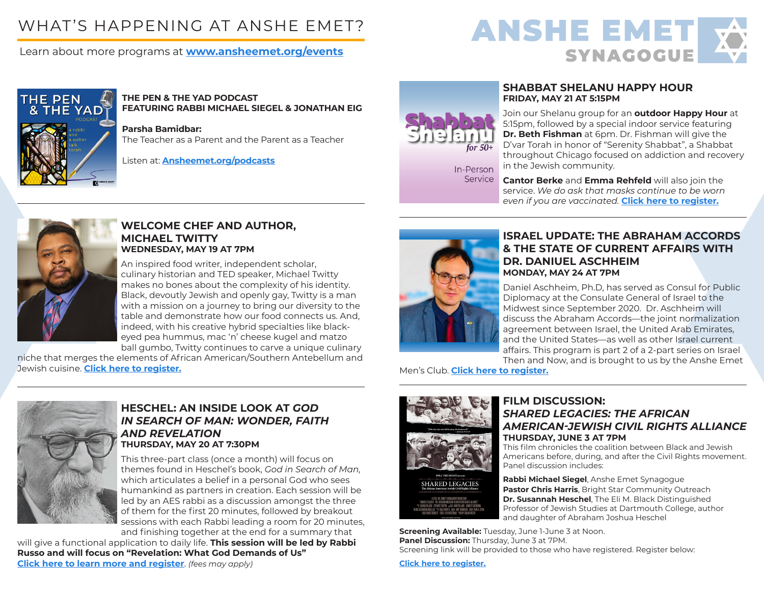# WHAT'S HAPPENING AT ANSHE EMET?

Learn about more programs at **[www.ansheemet.org/events](www.ansheemet.org/events)**

ANSHE EMET SYNAGOGUE

## THE PEN & THE YAD PODCAST FEATURING RABBI MICHAEL SIEGEL & JONATHAN EIG

**Parsha Bamidbar:**
The Teacher as a Parent and the Parent as a Teacher

Listen at: **[Ansheemet.org/podcasts](Ansheemet.org/podcasts)**

## WELCOME CHEF AND AUTHOR, MICHAEL TWITTY

**WEDNESDAY, MAY 19 AT 7PM**

An inspired food writer, independent scholar, culinary historian and TED speaker, Michael Twitty makes no bones about the complexity of his identity. Black, devoutly Jewish and openly gay, Twitty is a man with a mission on a journey to bring our diversity to the table and demonstrate how our food connects us. And, indeed, with his creative hybrid specialties like black-eyed pea hummus, mac 'n' cheese kugel and matzo ball gumbo, Twitty continues to carve a unique culinary niche that merges the elements of African American/Southern Antebellum and Jewish cuisine. **Click here to register.**

## HESCHEL: AN INSIDE LOOK AT *GOD IN SEARCH OF MAN: WONDER, FAITH AND REVELATION*

**THURSDAY, MAY 20 AT 7:30PM**

This three-part class (once a month) will focus on themes found in Heschel's book, *God in Search of Man*, which articulates a belief in a personal God who sees humankind as partners in creation. Each session will be led by an AES rabbi as a discussion amongst the three of them for the first 20 minutes, followed by breakout sessions with each Rabbi leading a room for 20 minutes, and finishing together at the end for a summary that will give a functional application to daily life. **This session will be led by Rabbi Russo and will focus on "Revelation: What God Demands of Us"**
**Click here to learn more and register**. *(fees may apply)*

## SHABBAT SHELANU HAPPY HOUR

**FRIDAY, MAY 21 AT 5:15PM**

Shabbat Shelanu for 50+ In-Person Service

Join our Shelanu group for an **outdoor Happy Hour** at 5:15pm, followed by a special indoor service featuring **Dr. Beth Fishman** at 6pm. Dr. Fishman will give the D'var Torah in honor of "Serenity Shabbat", a Shabbat throughout Chicago focused on addiction and recovery in the Jewish community.

**Cantor Berke** and **Emma Rehfeld** will also join the service. *We do ask that masks continue to be worn even if you are vaccinated.* **Click here to register.**

## ISRAEL UPDATE: THE ABRAHAM ACCORDS & THE STATE OF CURRENT AFFAIRS WITH DR. DANIUEL ASCHHEIM

**MONDAY, MAY 24 AT 7PM**

Daniel Aschheim, Ph.D, has served as Consul for Public Diplomacy at the Consulate General of Israel to the Midwest since September 2020. Dr. Aschheim will discuss the Abraham Accords—the joint normalization agreement between Israel, the United Arab Emirates, and the United States—as well as other Israel current affairs. This program is part 2 of a 2-part series on Israel Then and Now, and is brought to us by the Anshe Emet Men's Club. **Click here to register.**

## FILM DISCUSSION: *SHARED LEGACIES: THE AFRICAN AMERICAN-JEWISH CIVIL RIGHTS ALLIANCE*

**THURSDAY, JUNE 3 AT 7PM**

This film chronicles the coalition between Black and Jewish Americans before, during, and after the Civil Rights movement. Panel discussion includes:

**Rabbi Michael Siegel**, Anshe Emet Synagogue
**Pastor Chris Harris**, Bright Star Community Outreach
**Dr. Susannah Heschel**, The Eli M. Black Distinguished Professor of Jewish Studies at Dartmouth College, author and daughter of Abraham Joshua Heschel

**Screening Available:** Tuesday, June 1-June 3 at Noon.
**Panel Discussion:** Thursday, June 3 at 7PM.
Screening link will be provided to those who have registered. Register below:

**Click here to register.**